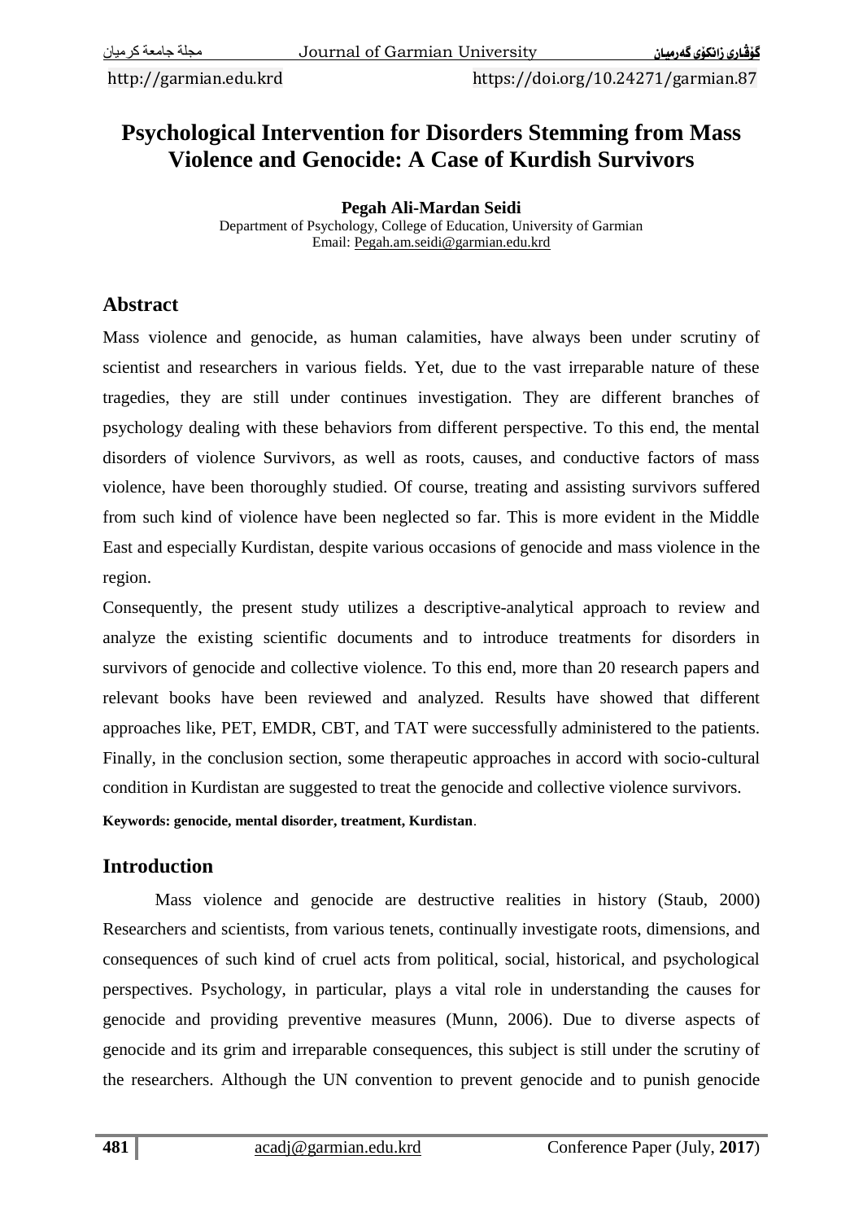# Psychological Intervention for Disorders Stemming from Mass Violence and Genocide: A Case of Kurdish Survivors

**Pegah Ali-Mardan Seidi**

Department of Psychology, College of Education, University of Garmian

Email: Pegah.am.seidi@garmian.edu.krd

## Abstract

Mass violence and genocide, as human calamities, have always been under scrutiny of scientist and researchers in various fields. Yet, due to the vast irreparable nature of these tragedies, they are still under continues investigation. They are different branches of psychology dealing with these behaviors from different perspective. To this end, the mental disorders of violence Survivors, as well as roots, causes, and conductive factors of mass violence, have been thoroughly studied. Of course, treating and assisting survivors suffered from such kind of violence have been neglected so far. This is more evident in the Middle East and especially Kurdistan, despite various occasions of genocide and mass violence in the region.

Consequently, the present study utilizes a descriptive-analytical approach to review and analyze the existing scientific documents and to introduce treatments for disorders in survivors of genocide and collective violence. To this end, more than 20 research papers and relevant books have been reviewed and analyzed. Results have showed that different approaches like, PET, EMDR, CBT, and TAT were successfully administered to the patients. Finally, in the conclusion section, some therapeutic approaches in accord with socio-cultural condition in Kurdistan are suggested to treat the genocide and collective violence survivors.

**Keywords: genocide, mental disorder, treatment, Kurdistan**.

## Introduction

Mass violence and genocide are destructive realities in history (Staub, 2000) Researchers and scientists, from various tenets, continually investigate roots, dimensions, and consequences of such kind of cruel acts from political, social, historical, and psychological perspectives. Psychology, in particular, plays a vital role in understanding the causes for genocide and providing preventive measures (Munn, 2006). Due to diverse aspects of genocide and its grim and irreparable consequences, this subject is still under the scrutiny of the researchers. Although the UN convention to prevent genocide and to punish genocide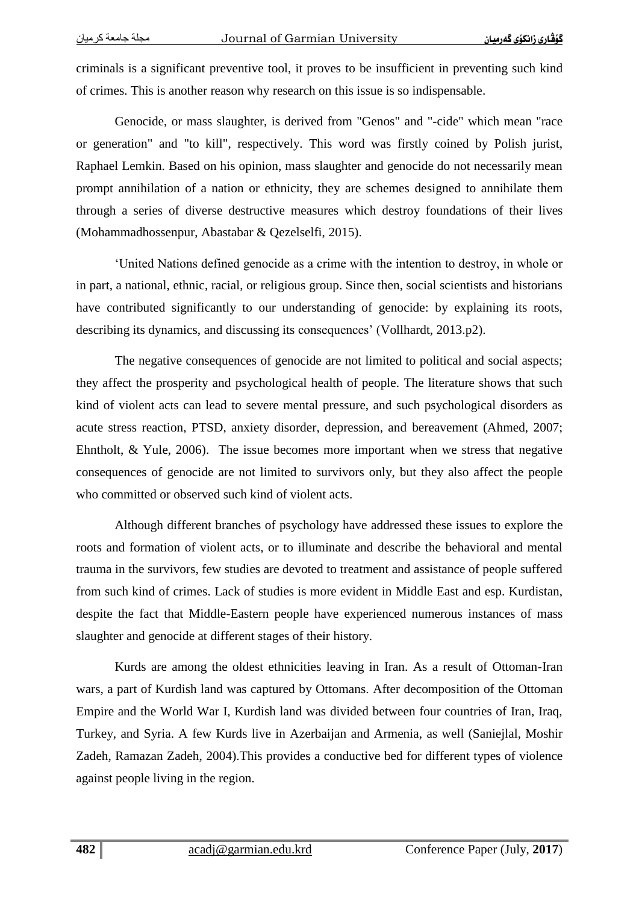criminals is a significant preventive tool, it proves to be insufficient in preventing such kind of crimes. This is another reason why research on this issue is so indispensable.

Genocide, or mass slaughter, is derived from "Genos" and "-cide" which mean "race or generation" and "to kill", respectively. This word was firstly coined by Polish jurist, Raphael Lemkin. Based on his opinion, mass slaughter and genocide do not necessarily mean prompt annihilation of a nation or ethnicity, they are schemes designed to annihilate them through a series of diverse destructive measures which destroy foundations of their lives (Mohammadhossenpur, Abastabar & Qezelselfi, 2015).

'United Nations defined genocide as a crime with the intention to destroy, in whole or in part, a national, ethnic, racial, or religious group. Since then, social scientists and historians have contributed significantly to our understanding of genocide: by explaining its roots, describing its dynamics, and discussing its consequences' (Vollhardt, 2013.p2).

The negative consequences of genocide are not limited to political and social aspects; they affect the prosperity and psychological health of people. The literature shows that such kind of violent acts can lead to severe mental pressure, and such psychological disorders as acute stress reaction, PTSD, anxiety disorder, depression, and bereavement (Ahmed, 2007; Ehntholt, & Yule, 2006). The issue becomes more important when we stress that negative consequences of genocide are not limited to survivors only, but they also affect the people who committed or observed such kind of violent acts.

Although different branches of psychology have addressed these issues to explore the roots and formation of violent acts, or to illuminate and describe the behavioral and mental trauma in the survivors, few studies are devoted to treatment and assistance of people suffered from such kind of crimes. Lack of studies is more evident in Middle East and esp. Kurdistan, despite the fact that Middle-Eastern people have experienced numerous instances of mass slaughter and genocide at different stages of their history.

Kurds are among the oldest ethnicities leaving in Iran. As a result of Ottoman-Iran wars, a part of Kurdish land was captured by Ottomans. After decomposition of the Ottoman Empire and the World War I, Kurdish land was divided between four countries of Iran, Iraq, Turkey, and Syria. A few Kurds live in Azerbaijan and Armenia, as well (Saniejlal, Moshir Zadeh, Ramazan Zadeh, 2004).This provides a conductive bed for different types of violence against people living in the region.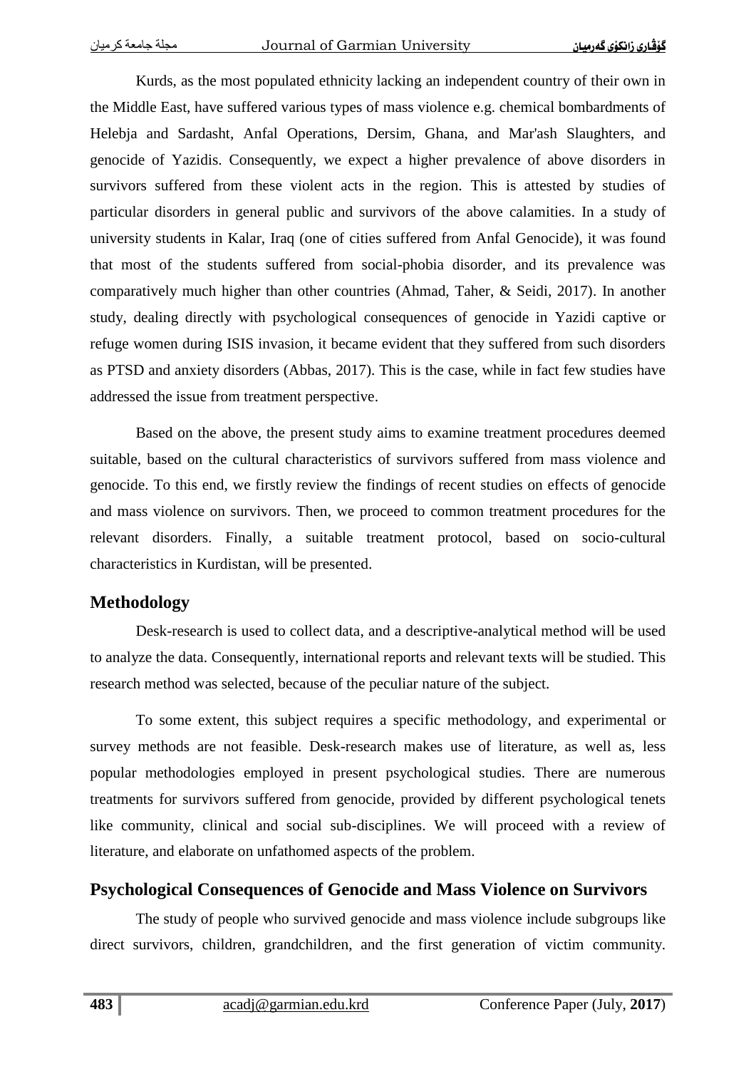Kurds, as the most populated ethnicity lacking an independent country of their own in the Middle East, have suffered various types of mass violence e.g. chemical bombardments of Helebja and Sardasht, Anfal Operations, Dersim, Ghana, and Mar'ash Slaughters, and genocide of Yazidis. Consequently, we expect a higher prevalence of above disorders in survivors suffered from these violent acts in the region. This is attested by studies of particular disorders in general public and survivors of the above calamities. In a study of university students in Kalar, Iraq (one of cities suffered from Anfal Genocide), it was found that most of the students suffered from social-phobia disorder, and its prevalence was comparatively much higher than other countries (Ahmad, Taher, & Seidi, 2017). In another study, dealing directly with psychological consequences of genocide in Yazidi captive or refuge women during ISIS invasion, it became evident that they suffered from such disorders as PTSD and anxiety disorders (Abbas, 2017). This is the case, while in fact few studies have addressed the issue from treatment perspective.

Based on the above, the present study aims to examine treatment procedures deemed suitable, based on the cultural characteristics of survivors suffered from mass violence and genocide. To this end, we firstly review the findings of recent studies on effects of genocide and mass violence on survivors. Then, we proceed to common treatment procedures for the relevant disorders. Finally, a suitable treatment protocol, based on socio-cultural characteristics in Kurdistan, will be presented.

## Methodology

Desk-research is used to collect data, and a descriptive-analytical method will be used to analyze the data. Consequently, international reports and relevant texts will be studied. This research method was selected, because of the peculiar nature of the subject.

To some extent, this subject requires a specific methodology, and experimental or survey methods are not feasible. Desk-research makes use of literature, as well as, less popular methodologies employed in present psychological studies. There are numerous treatments for survivors suffered from genocide, provided by different psychological tenets like community, clinical and social sub-disciplines. We will proceed with a review of literature, and elaborate on unfathomed aspects of the problem.

## Psychological Consequences of Genocide and Mass Violence on Survivors

The study of people who survived genocide and mass violence include subgroups like direct survivors, children, grandchildren, and the first generation of victim community.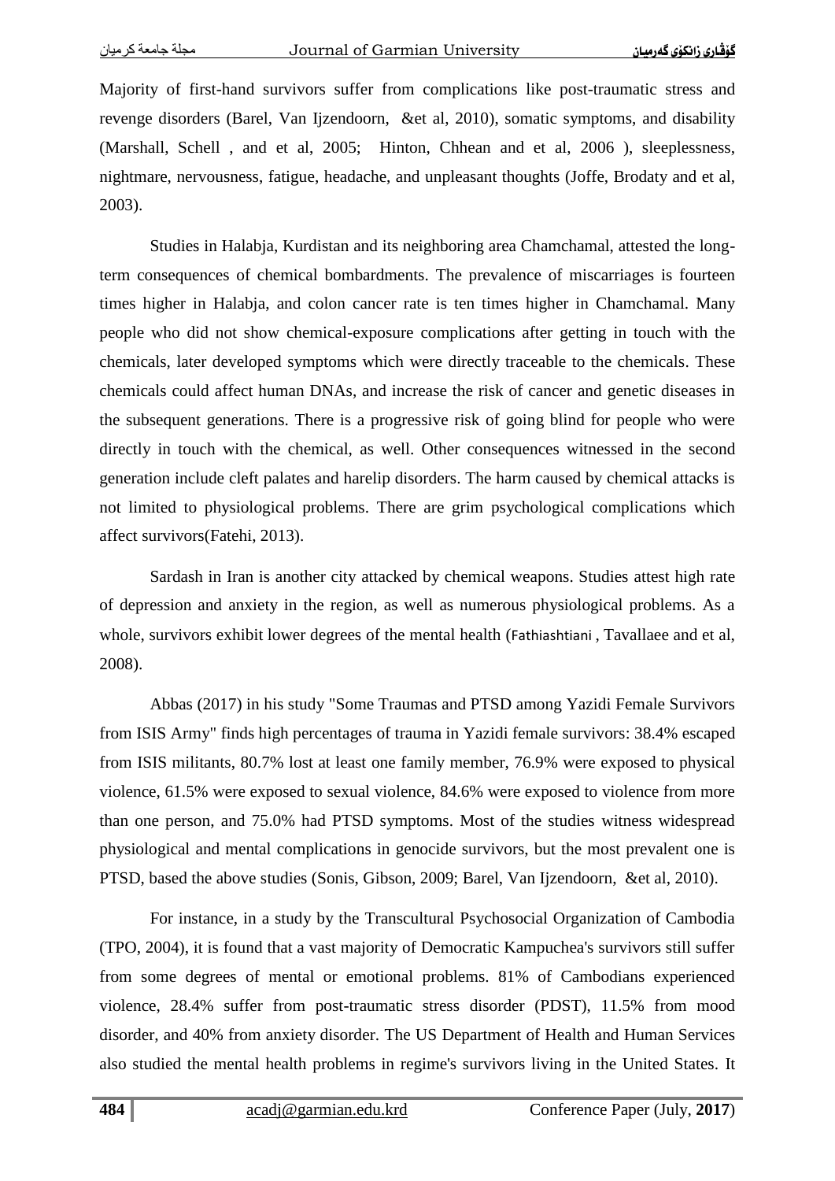Majority of first-hand survivors suffer from complications like post-traumatic stress and revenge disorders (Barel, Van Ijzendoorn, &et al, 2010), somatic symptoms, and disability (Marshall, Schell , and et al, 2005; Hinton, Chhean and et al, 2006 ), sleeplessness, nightmare, nervousness, fatigue, headache, and unpleasant thoughts (Joffe, Brodaty and et al, 2003).

Studies in Halabja, Kurdistan and its neighboring area Chamchamal, attested the long-term consequences of chemical bombardments. The prevalence of miscarriages is fourteen times higher in Halabja, and colon cancer rate is ten times higher in Chamchamal. Many people who did not show chemical-exposure complications after getting in touch with the chemicals, later developed symptoms which were directly traceable to the chemicals. These chemicals could affect human DNAs, and increase the risk of cancer and genetic diseases in the subsequent generations. There is a progressive risk of going blind for people who were directly in touch with the chemical, as well. Other consequences witnessed in the second generation include cleft palates and harelip disorders. The harm caused by chemical attacks is not limited to physiological problems. There are grim psychological complications which affect survivors(Fatehi, 2013).

Sardash in Iran is another city attacked by chemical weapons. Studies attest high rate of depression and anxiety in the region, as well as numerous physiological problems. As a whole, survivors exhibit lower degrees of the mental health (Fathiashtiani , Tavallaee and et al, 2008).

Abbas (2017) in his study "Some Traumas and PTSD among Yazidi Female Survivors from ISIS Army" finds high percentages of trauma in Yazidi female survivors: 38.4% escaped from ISIS militants, 80.7% lost at least one family member, 76.9% were exposed to physical violence, 61.5% were exposed to sexual violence, 84.6% were exposed to violence from more than one person, and 75.0% had PTSD symptoms. Most of the studies witness widespread physiological and mental complications in genocide survivors, but the most prevalent one is PTSD, based the above studies (Sonis, Gibson, 2009; Barel, Van Ijzendoorn, &et al, 2010).

For instance, in a study by the Transcultural Psychosocial Organization of Cambodia (TPO, 2004), it is found that a vast majority of Democratic Kampuchea's survivors still suffer from some degrees of mental or emotional problems. 81% of Cambodians experienced violence, 28.4% suffer from post-traumatic stress disorder (PDST), 11.5% from mood disorder, and 40% from anxiety disorder. The US Department of Health and Human Services also studied the mental health problems in regime's survivors living in the United States. It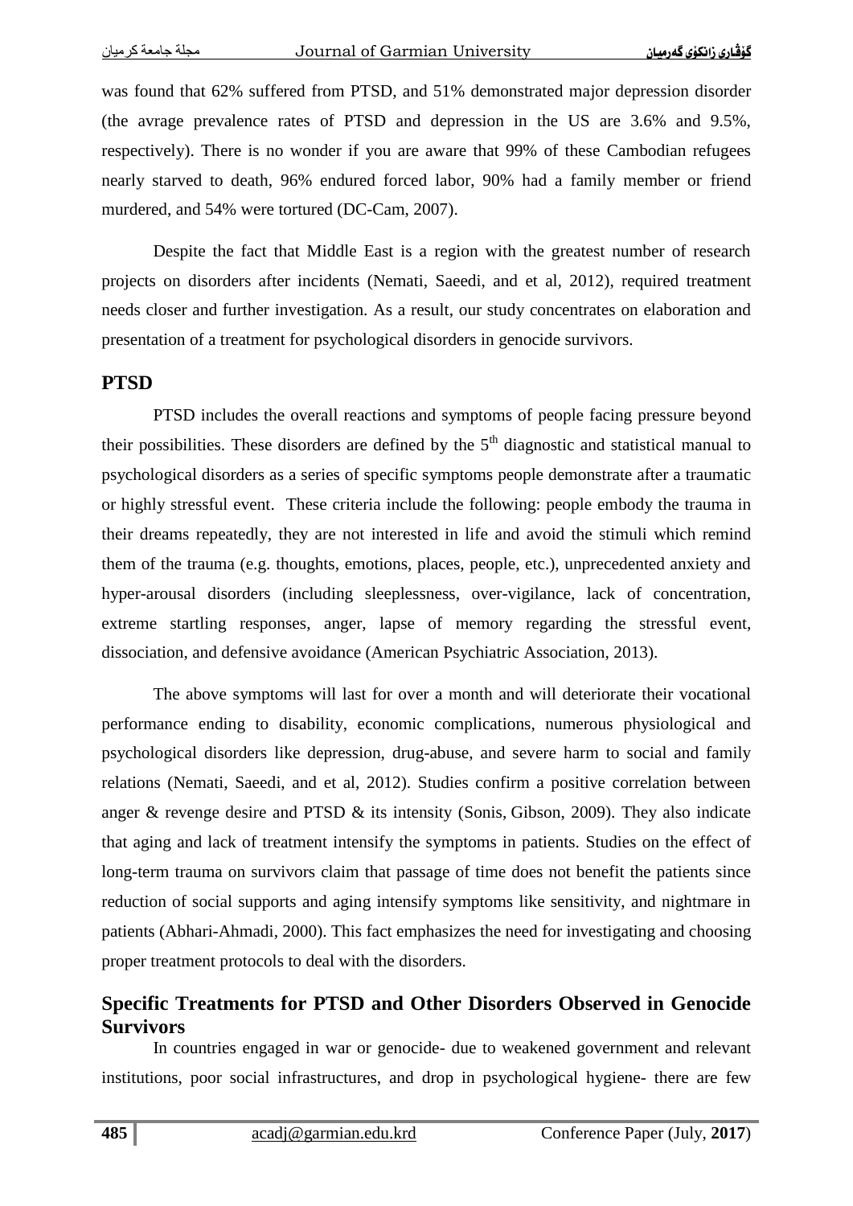was found that 62% suffered from PTSD, and 51% demonstrated major depression disorder (the avrage prevalence rates of PTSD and depression in the US are 3.6% and 9.5%, respectively). There is no wonder if you are aware that 99% of these Cambodian refugees nearly starved to death, 96% endured forced labor, 90% had a family member or friend murdered, and 54% were tortured (DC-Cam, 2007).

Despite the fact that Middle East is a region with the greatest number of research projects on disorders after incidents (Nemati, Saeedi, and et al, 2012), required treatment needs closer and further investigation. As a result, our study concentrates on elaboration and presentation of a treatment for psychological disorders in genocide survivors.

## PTSD

PTSD includes the overall reactions and symptoms of people facing pressure beyond their possibilities. These disorders are defined by the 5$^{th}$ diagnostic and statistical manual to psychological disorders as a series of specific symptoms people demonstrate after a traumatic or highly stressful event. These criteria include the following: people embody the trauma in their dreams repeatedly, they are not interested in life and avoid the stimuli which remind them of the trauma (e.g. thoughts, emotions, places, people, etc.), unprecedented anxiety and hyper-arousal disorders (including sleeplessness, over-vigilance, lack of concentration, extreme startling responses, anger, lapse of memory regarding the stressful event, dissociation, and defensive avoidance (American Psychiatric Association, 2013).

The above symptoms will last for over a month and will deteriorate their vocational performance ending to disability, economic complications, numerous physiological and psychological disorders like depression, drug-abuse, and severe harm to social and family relations (Nemati, Saeedi, and et al, 2012). Studies confirm a positive correlation between anger & revenge desire and PTSD & its intensity (Sonis, Gibson, 2009). They also indicate that aging and lack of treatment intensify the symptoms in patients. Studies on the effect of long-term trauma on survivors claim that passage of time does not benefit the patients since reduction of social supports and aging intensify symptoms like sensitivity, and nightmare in patients (Abhari-Ahmadi, 2000). This fact emphasizes the need for investigating and choosing proper treatment protocols to deal with the disorders.

## Specific Treatments for PTSD and Other Disorders Observed in Genocide Survivors

In countries engaged in war or genocide- due to weakened government and relevant institutions, poor social infrastructures, and drop in psychological hygiene- there are few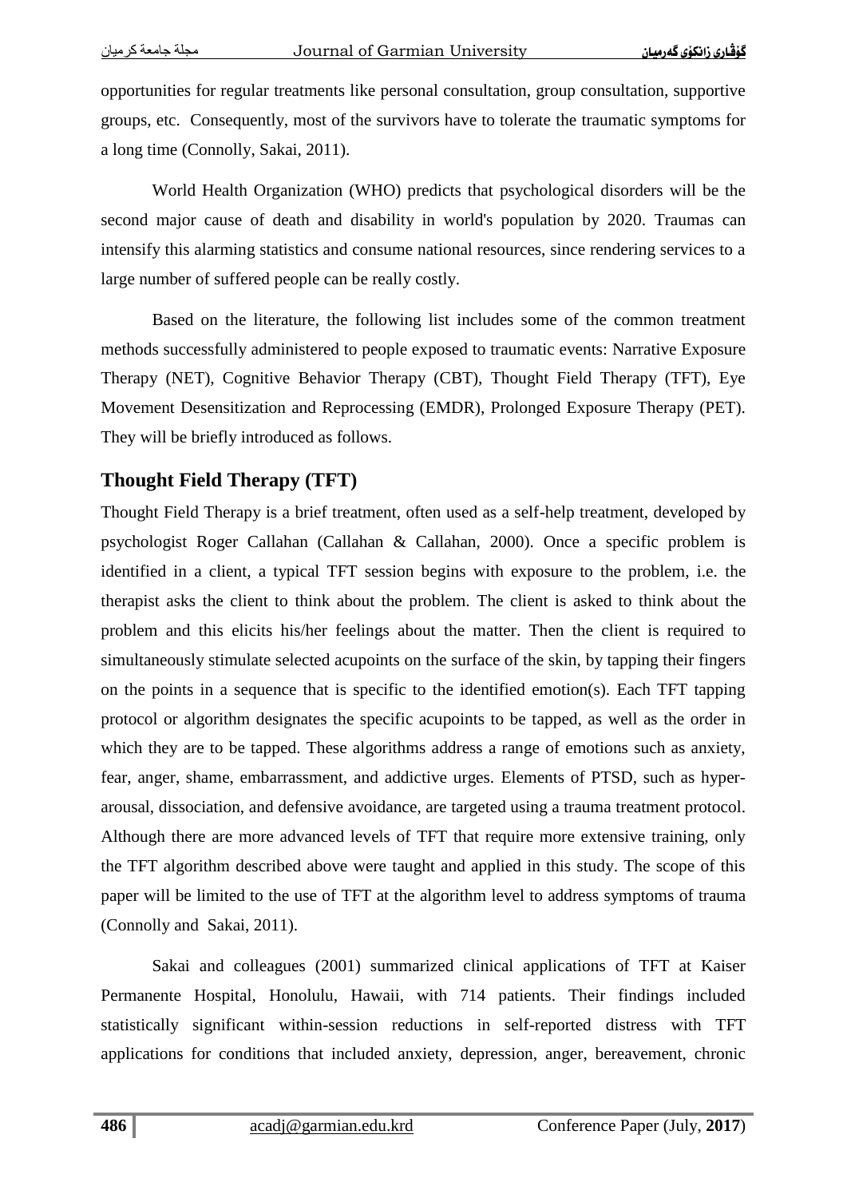opportunities for regular treatments like personal consultation, group consultation, supportive groups, etc. Consequently, most of the survivors have to tolerate the traumatic symptoms for a long time (Connolly, Sakai, 2011).

World Health Organization (WHO) predicts that psychological disorders will be the second major cause of death and disability in world's population by 2020. Traumas can intensify this alarming statistics and consume national resources, since rendering services to a large number of suffered people can be really costly.

Based on the literature, the following list includes some of the common treatment methods successfully administered to people exposed to traumatic events: Narrative Exposure Therapy (NET), Cognitive Behavior Therapy (CBT), Thought Field Therapy (TFT), Eye Movement Desensitization and Reprocessing (EMDR), Prolonged Exposure Therapy (PET). They will be briefly introduced as follows.

## Thought Field Therapy (TFT)

Thought Field Therapy is a brief treatment, often used as a self-help treatment, developed by psychologist Roger Callahan (Callahan & Callahan, 2000). Once a specific problem is identified in a client, a typical TFT session begins with exposure to the problem, i.e. the therapist asks the client to think about the problem. The client is asked to think about the problem and this elicits his/her feelings about the matter. Then the client is required to simultaneously stimulate selected acupoints on the surface of the skin, by tapping their fingers on the points in a sequence that is specific to the identified emotion(s). Each TFT tapping protocol or algorithm designates the specific acupoints to be tapped, as well as the order in which they are to be tapped. These algorithms address a range of emotions such as anxiety, fear, anger, shame, embarrassment, and addictive urges. Elements of PTSD, such as hyper-arousal, dissociation, and defensive avoidance, are targeted using a trauma treatment protocol. Although there are more advanced levels of TFT that require more extensive training, only the TFT algorithm described above were taught and applied in this study. The scope of this paper will be limited to the use of TFT at the algorithm level to address symptoms of trauma (Connolly and Sakai, 2011).

Sakai and colleagues (2001) summarized clinical applications of TFT at Kaiser Permanente Hospital, Honolulu, Hawaii, with 714 patients. Their findings included statistically significant within-session reductions in self-reported distress with TFT applications for conditions that included anxiety, depression, anger, bereavement, chronic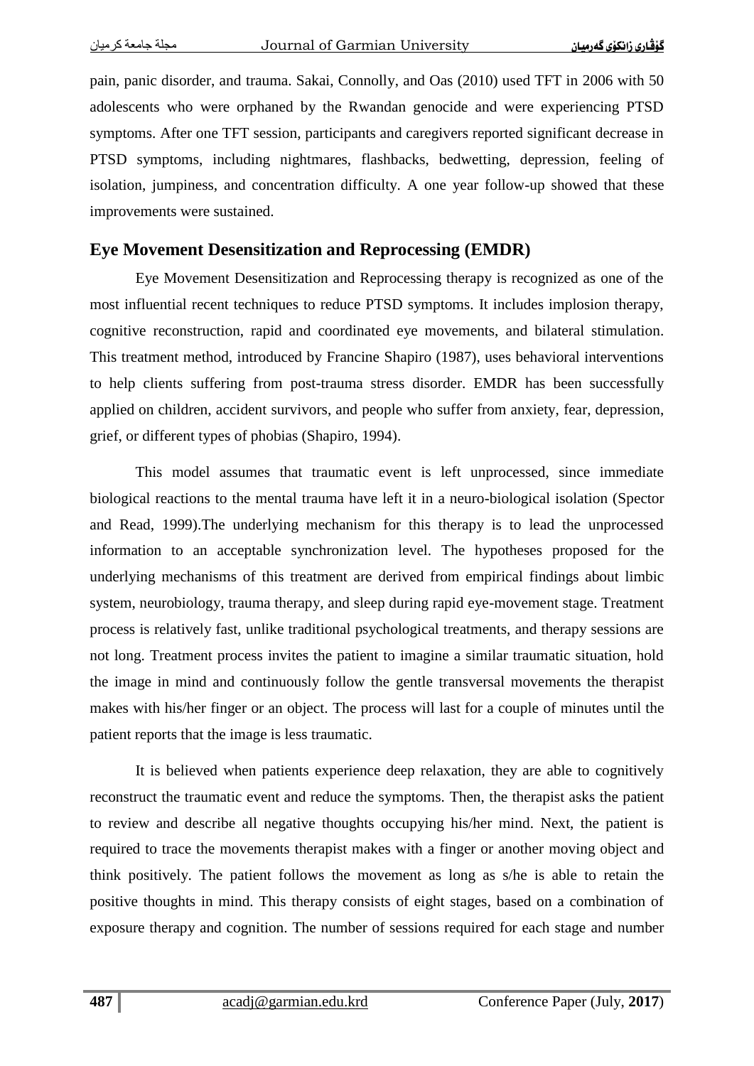pain, panic disorder, and trauma. Sakai, Connolly, and Oas (2010) used TFT in 2006 with 50 adolescents who were orphaned by the Rwandan genocide and were experiencing PTSD symptoms. After one TFT session, participants and caregivers reported significant decrease in PTSD symptoms, including nightmares, flashbacks, bedwetting, depression, feeling of isolation, jumpiness, and concentration difficulty. A one year follow-up showed that these improvements were sustained.

## Eye Movement Desensitization and Reprocessing (EMDR)

Eye Movement Desensitization and Reprocessing therapy is recognized as one of the most influential recent techniques to reduce PTSD symptoms. It includes implosion therapy, cognitive reconstruction, rapid and coordinated eye movements, and bilateral stimulation. This treatment method, introduced by Francine Shapiro (1987), uses behavioral interventions to help clients suffering from post-trauma stress disorder. EMDR has been successfully applied on children, accident survivors, and people who suffer from anxiety, fear, depression, grief, or different types of phobias (Shapiro, 1994).

This model assumes that traumatic event is left unprocessed, since immediate biological reactions to the mental trauma have left it in a neuro-biological isolation (Spector and Read, 1999).The underlying mechanism for this therapy is to lead the unprocessed information to an acceptable synchronization level. The hypotheses proposed for the underlying mechanisms of this treatment are derived from empirical findings about limbic system, neurobiology, trauma therapy, and sleep during rapid eye-movement stage. Treatment process is relatively fast, unlike traditional psychological treatments, and therapy sessions are not long. Treatment process invites the patient to imagine a similar traumatic situation, hold the image in mind and continuously follow the gentle transversal movements the therapist makes with his/her finger or an object. The process will last for a couple of minutes until the patient reports that the image is less traumatic.

It is believed when patients experience deep relaxation, they are able to cognitively reconstruct the traumatic event and reduce the symptoms. Then, the therapist asks the patient to review and describe all negative thoughts occupying his/her mind. Next, the patient is required to trace the movements therapist makes with a finger or another moving object and think positively. The patient follows the movement as long as s/he is able to retain the positive thoughts in mind. This therapy consists of eight stages, based on a combination of exposure therapy and cognition. The number of sessions required for each stage and number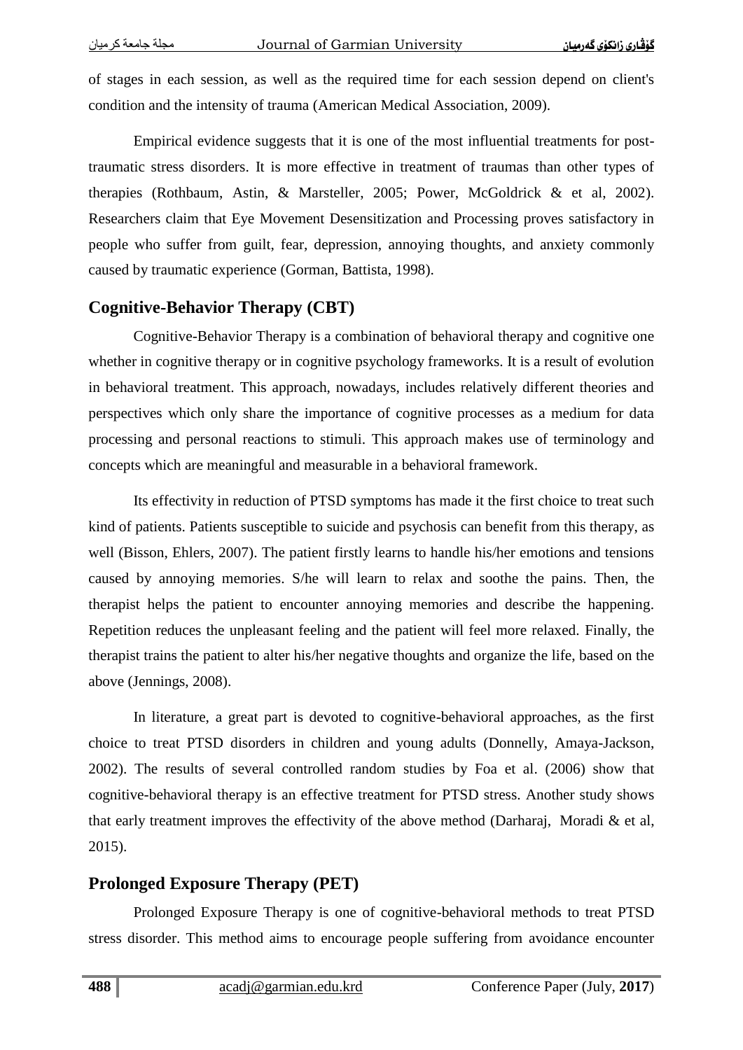of stages in each session, as well as the required time for each session depend on client's condition and the intensity of trauma (American Medical Association, 2009).

Empirical evidence suggests that it is one of the most influential treatments for post-traumatic stress disorders. It is more effective in treatment of traumas than other types of therapies (Rothbaum, Astin, & Marsteller, 2005; Power, McGoldrick & et al, 2002). Researchers claim that Eye Movement Desensitization and Processing proves satisfactory in people who suffer from guilt, fear, depression, annoying thoughts, and anxiety commonly caused by traumatic experience (Gorman, Battista, 1998).

## Cognitive-Behavior Therapy (CBT)

Cognitive-Behavior Therapy is a combination of behavioral therapy and cognitive one whether in cognitive therapy or in cognitive psychology frameworks. It is a result of evolution in behavioral treatment. This approach, nowadays, includes relatively different theories and perspectives which only share the importance of cognitive processes as a medium for data processing and personal reactions to stimuli. This approach makes use of terminology and concepts which are meaningful and measurable in a behavioral framework.

Its effectivity in reduction of PTSD symptoms has made it the first choice to treat such kind of patients. Patients susceptible to suicide and psychosis can benefit from this therapy, as well (Bisson, Ehlers, 2007). The patient firstly learns to handle his/her emotions and tensions caused by annoying memories. S/he will learn to relax and soothe the pains. Then, the therapist helps the patient to encounter annoying memories and describe the happening. Repetition reduces the unpleasant feeling and the patient will feel more relaxed. Finally, the therapist trains the patient to alter his/her negative thoughts and organize the life, based on the above (Jennings, 2008).

In literature, a great part is devoted to cognitive-behavioral approaches, as the first choice to treat PTSD disorders in children and young adults (Donnelly, Amaya-Jackson, 2002). The results of several controlled random studies by Foa et al. (2006) show that cognitive-behavioral therapy is an effective treatment for PTSD stress. Another study shows that early treatment improves the effectivity of the above method (Darharaj, Moradi & et al, 2015).

## Prolonged Exposure Therapy (PET)

Prolonged Exposure Therapy is one of cognitive-behavioral methods to treat PTSD stress disorder. This method aims to encourage people suffering from avoidance encounter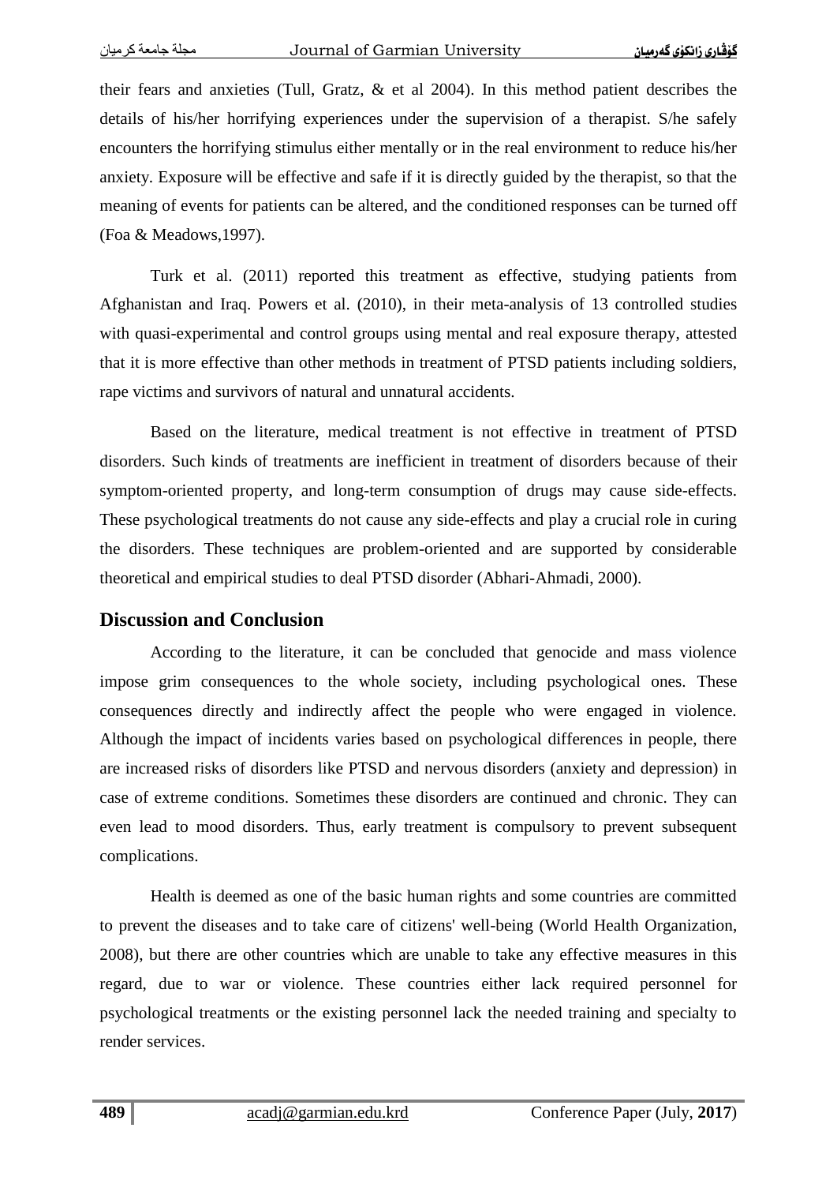their fears and anxieties (Tull, Gratz, & et al 2004). In this method patient describes the details of his/her horrifying experiences under the supervision of a therapist. S/he safely encounters the horrifying stimulus either mentally or in the real environment to reduce his/her anxiety. Exposure will be effective and safe if it is directly guided by the therapist, so that the meaning of events for patients can be altered, and the conditioned responses can be turned off (Foa & Meadows,1997).

Turk et al. (2011) reported this treatment as effective, studying patients from Afghanistan and Iraq. Powers et al. (2010), in their meta-analysis of 13 controlled studies with quasi-experimental and control groups using mental and real exposure therapy, attested that it is more effective than other methods in treatment of PTSD patients including soldiers, rape victims and survivors of natural and unnatural accidents.

Based on the literature, medical treatment is not effective in treatment of PTSD disorders. Such kinds of treatments are inefficient in treatment of disorders because of their symptom-oriented property, and long-term consumption of drugs may cause side-effects. These psychological treatments do not cause any side-effects and play a crucial role in curing the disorders. These techniques are problem-oriented and are supported by considerable theoretical and empirical studies to deal PTSD disorder (Abhari-Ahmadi, 2000).

## Discussion and Conclusion

According to the literature, it can be concluded that genocide and mass violence impose grim consequences to the whole society, including psychological ones. These consequences directly and indirectly affect the people who were engaged in violence. Although the impact of incidents varies based on psychological differences in people, there are increased risks of disorders like PTSD and nervous disorders (anxiety and depression) in case of extreme conditions. Sometimes these disorders are continued and chronic. They can even lead to mood disorders. Thus, early treatment is compulsory to prevent subsequent complications.

Health is deemed as one of the basic human rights and some countries are committed to prevent the diseases and to take care of citizens' well-being (World Health Organization, 2008), but there are other countries which are unable to take any effective measures in this regard, due to war or violence. These countries either lack required personnel for psychological treatments or the existing personnel lack the needed training and specialty to render services.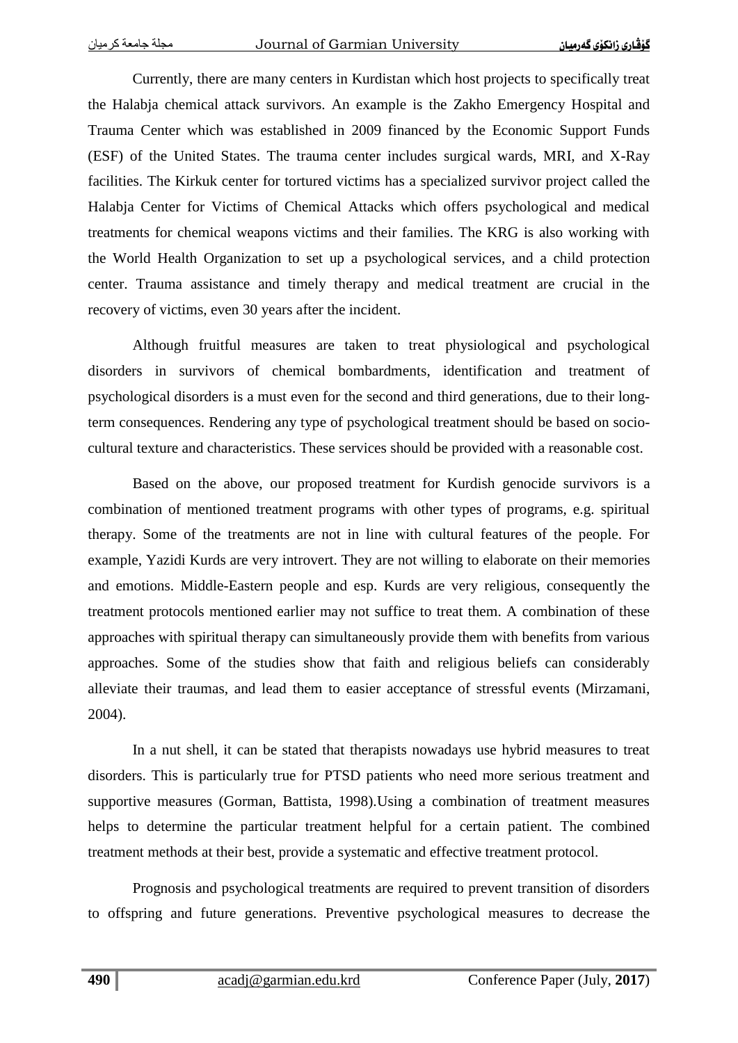Currently, there are many centers in Kurdistan which host projects to specifically treat the Halabja chemical attack survivors. An example is the Zakho Emergency Hospital and Trauma Center which was established in 2009 financed by the Economic Support Funds (ESF) of the United States. The trauma center includes surgical wards, MRI, and X-Ray facilities. The Kirkuk center for tortured victims has a specialized survivor project called the Halabja Center for Victims of Chemical Attacks which offers psychological and medical treatments for chemical weapons victims and their families. The KRG is also working with the World Health Organization to set up a psychological services, and a child protection center. Trauma assistance and timely therapy and medical treatment are crucial in the recovery of victims, even 30 years after the incident.

Although fruitful measures are taken to treat physiological and psychological disorders in survivors of chemical bombardments, identification and treatment of psychological disorders is a must even for the second and third generations, due to their long-term consequences. Rendering any type of psychological treatment should be based on socio-cultural texture and characteristics. These services should be provided with a reasonable cost.

Based on the above, our proposed treatment for Kurdish genocide survivors is a combination of mentioned treatment programs with other types of programs, e.g. spiritual therapy. Some of the treatments are not in line with cultural features of the people. For example, Yazidi Kurds are very introvert. They are not willing to elaborate on their memories and emotions. Middle-Eastern people and esp. Kurds are very religious, consequently the treatment protocols mentioned earlier may not suffice to treat them. A combination of these approaches with spiritual therapy can simultaneously provide them with benefits from various approaches. Some of the studies show that faith and religious beliefs can considerably alleviate their traumas, and lead them to easier acceptance of stressful events (Mirzamani, 2004).

In a nut shell, it can be stated that therapists nowadays use hybrid measures to treat disorders. This is particularly true for PTSD patients who need more serious treatment and supportive measures (Gorman, Battista, 1998).Using a combination of treatment measures helps to determine the particular treatment helpful for a certain patient. The combined treatment methods at their best, provide a systematic and effective treatment protocol.

Prognosis and psychological treatments are required to prevent transition of disorders to offspring and future generations. Preventive psychological measures to decrease the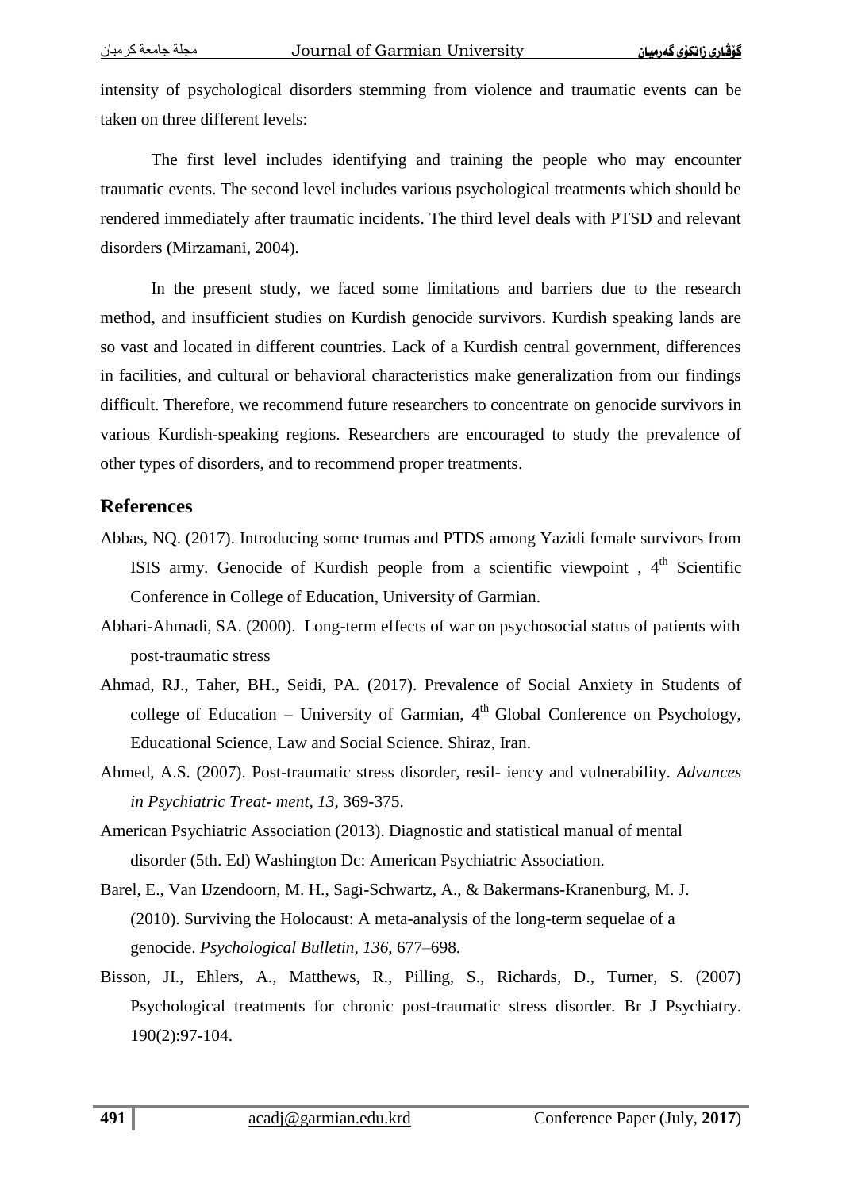intensity of psychological disorders stemming from violence and traumatic events can be taken on three different levels:

The first level includes identifying and training the people who may encounter traumatic events. The second level includes various psychological treatments which should be rendered immediately after traumatic incidents. The third level deals with PTSD and relevant disorders (Mirzamani, 2004).

In the present study, we faced some limitations and barriers due to the research method, and insufficient studies on Kurdish genocide survivors. Kurdish speaking lands are so vast and located in different countries. Lack of a Kurdish central government, differences in facilities, and cultural or behavioral characteristics make generalization from our findings difficult. Therefore, we recommend future researchers to concentrate on genocide survivors in various Kurdish-speaking regions. Researchers are encouraged to study the prevalence of other types of disorders, and to recommend proper treatments.

## References

Abbas, NQ. (2017). Introducing some trumas and PTDS among Yazidi female survivors from ISIS army. Genocide of Kurdish people from a scientific viewpoint , 4th Scientific Conference in College of Education, University of Garmian.

Abhari-Ahmadi, SA. (2000). Long-term effects of war on psychosocial status of patients with post-traumatic stress

Ahmad, RJ., Taher, BH., Seidi, PA. (2017). Prevalence of Social Anxiety in Students of college of Education – University of Garmian, 4th Global Conference on Psychology, Educational Science, Law and Social Science. Shiraz, Iran.

Ahmed, A.S. (2007). Post-traumatic stress disorder, resil- iency and vulnerability. *Advances in Psychiatric Treat- ment, 13*, 369-375.

American Psychiatric Association (2013). Diagnostic and statistical manual of mental disorder (5th. Ed) Washington Dc: American Psychiatric Association.

Barel, E., Van IJzendoorn, M. H., Sagi-Schwartz, A., & Bakermans-Kranenburg, M. J. (2010). Surviving the Holocaust: A meta-analysis of the long-term sequelae of a genocide. *Psychological Bulletin*, *136*, 677–698.

Bisson, JI., Ehlers, A., Matthews, R., Pilling, S., Richards, D., Turner, S. (2007) Psychological treatments for chronic post-traumatic stress disorder. Br J Psychiatry. 190(2):97-104.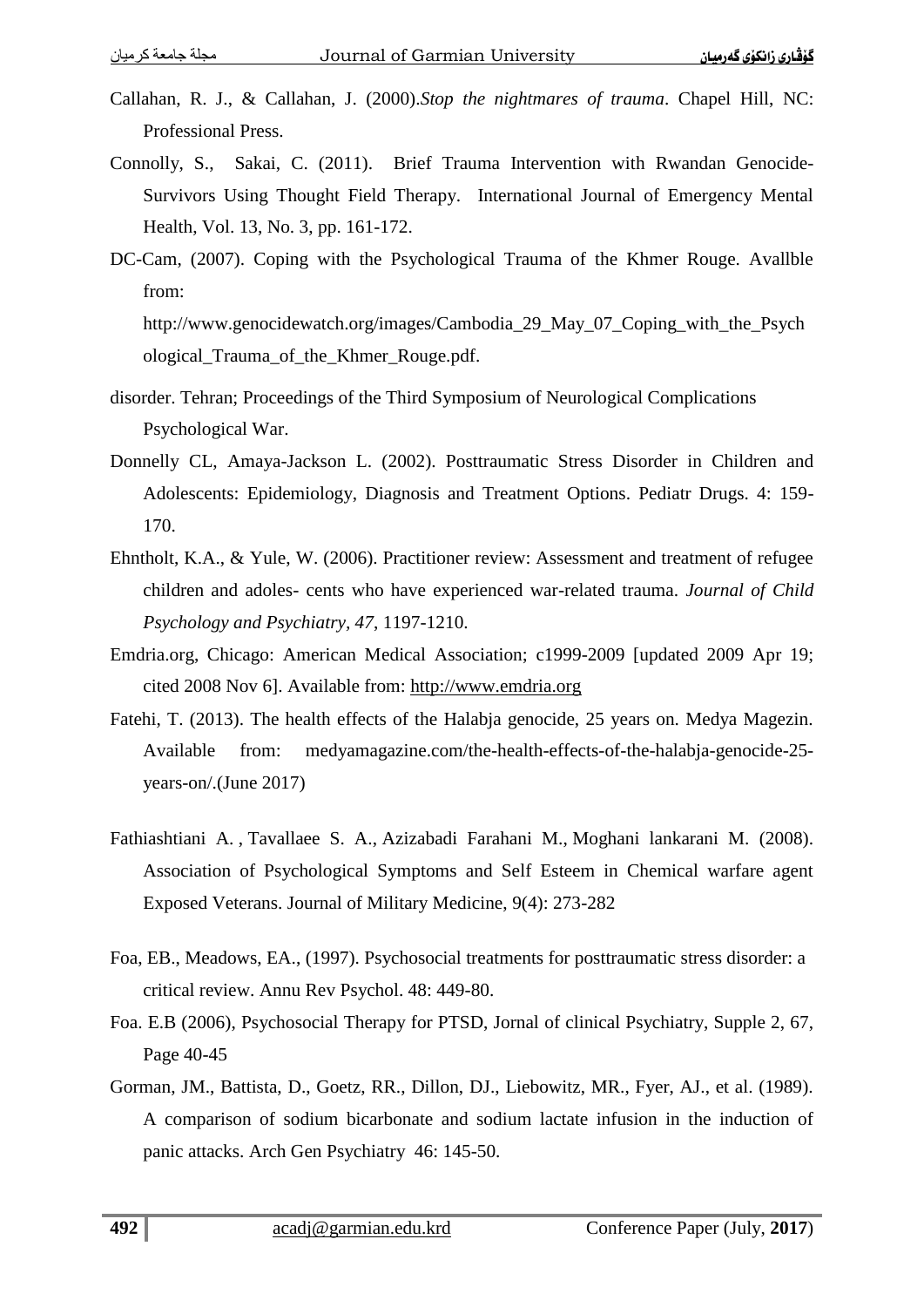Callahan, R. J., & Callahan, J. (2000).*Stop the nightmares of trauma*. Chapel Hill, NC: Professional Press.

Connolly, S., Sakai, C. (2011). Brief Trauma Intervention with Rwandan Genocide-Survivors Using Thought Field Therapy. International Journal of Emergency Mental Health, Vol. 13, No. 3, pp. 161-172.

DC-Cam, (2007). Coping with the Psychological Trauma of the Khmer Rouge. Avallble from: http://www.genocidewatch.org/images/Cambodia_29_May_07_Coping_with_the_Psychological_Trauma_of_the_Khmer_Rouge.pdf.

disorder. Tehran; Proceedings of the Third Symposium of Neurological Complications Psychological War.

Donnelly CL, Amaya-Jackson L. (2002). Posttraumatic Stress Disorder in Children and Adolescents: Epidemiology, Diagnosis and Treatment Options. Pediatr Drugs. 4: 159-170.

Ehntholt, K.A., & Yule, W. (2006). Practitioner review: Assessment and treatment of refugee children and adoles- cents who have experienced war-related trauma. *Journal of Child Psychology and Psychiatry*, *47*, 1197-1210.

Emdria.org, Chicago: American Medical Association; c1999-2009 [updated 2009 Apr 19; cited 2008 Nov 6]. Available from: http://www.emdria.org

Fatehi, T. (2013). The health effects of the Halabja genocide, 25 years on. Medya Magezin. Available from: medyamagazine.com/the-health-effects-of-the-halabja-genocide-25-years-on/.(June 2017)

Fathiashtiani A. , Tavallaee S. A., Azizabadi Farahani M., Moghani lankarani M. (2008). Association of Psychological Symptoms and Self Esteem in Chemical warfare agent Exposed Veterans. Journal of Military Medicine, 9(4): 273-282

Foa, EB., Meadows, EA., (1997). Psychosocial treatments for posttraumatic stress disorder: a critical review. Annu Rev Psychol. 48: 449-80.

Foa. E.B (2006), Psychosocial Therapy for PTSD, Jornal of clinical Psychiatry, Supple 2, 67, Page 40-45

Gorman, JM., Battista, D., Goetz, RR., Dillon, DJ., Liebowitz, MR., Fyer, AJ., et al. (1989). A comparison of sodium bicarbonate and sodium lactate infusion in the induction of panic attacks. Arch Gen Psychiatry 46: 145-50.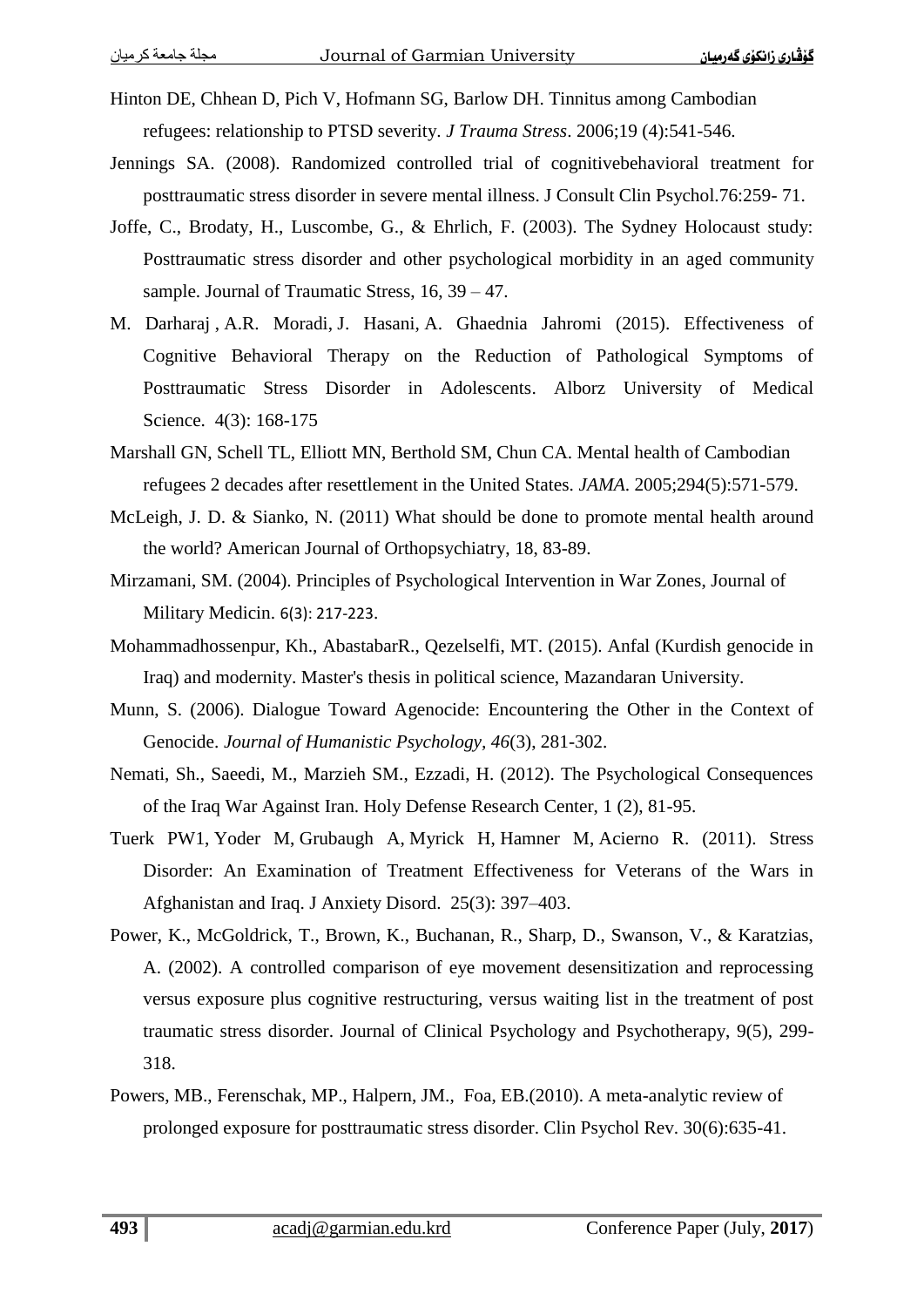Hinton DE, Chhean D, Pich V, Hofmann SG, Barlow DH. Tinnitus among Cambodian refugees: relationship to PTSD severity. *J Trauma Stress*. 2006;19 (4):541-546.

Jennings SA. (2008). Randomized controlled trial of cognitivebehavioral treatment for posttraumatic stress disorder in severe mental illness. J Consult Clin Psychol.76:259- 71.

Joffe, C., Brodaty, H., Luscombe, G., & Ehrlich, F. (2003). The Sydney Holocaust study: Posttraumatic stress disorder and other psychological morbidity in an aged community sample. Journal of Traumatic Stress, 16, 39 – 47.

M. Darharaj , A.R. Moradi, J. Hasani, A. Ghaednia Jahromi (2015). Effectiveness of Cognitive Behavioral Therapy on the Reduction of Pathological Symptoms of Posttraumatic Stress Disorder in Adolescents. Alborz University of Medical Science. 4(3): 168-175

Marshall GN, Schell TL, Elliott MN, Berthold SM, Chun CA. Mental health of Cambodian refugees 2 decades after resettlement in the United States. *JAMA*. 2005;294(5):571-579.

McLeigh, J. D. & Sianko, N. (2011) What should be done to promote mental health around the world? American Journal of Orthopsychiatry, 18, 83-89.

Mirzamani, SM. (2004). Principles of Psychological Intervention in War Zones, Journal of Military Medicin. 6(3): 217-223.

Mohammadhossenpur, Kh., AbastabarR., Qezelselfi, MT. (2015). Anfal (Kurdish genocide in Iraq) and modernity. Master's thesis in political science, Mazandaran University.

Munn, S. (2006). Dialogue Toward Agenocide: Encountering the Other in the Context of Genocide. *Journal of Humanistic Psychology, 46*(3), 281-302.

Nemati, Sh., Saeedi, M., Marzieh SM., Ezzadi, H. (2012). The Psychological Consequences of the Iraq War Against Iran. Holy Defense Research Center, 1 (2), 81-95.

Tuerk PW1, Yoder M, Grubaugh A, Myrick H, Hamner M, Acierno R. (2011). Stress Disorder: An Examination of Treatment Effectiveness for Veterans of the Wars in Afghanistan and Iraq. J Anxiety Disord. 25(3): 397–403.

Power, K., McGoldrick, T., Brown, K., Buchanan, R., Sharp, D., Swanson, V., & Karatzias, A. (2002). A controlled comparison of eye movement desensitization and reprocessing versus exposure plus cognitive restructuring, versus waiting list in the treatment of post traumatic stress disorder. Journal of Clinical Psychology and Psychotherapy, 9(5), 299-318.

Powers, MB., Ferenschak, MP., Halpern, JM., Foa, EB.(2010). A meta-analytic review of prolonged exposure for posttraumatic stress disorder. Clin Psychol Rev. 30(6):635-41.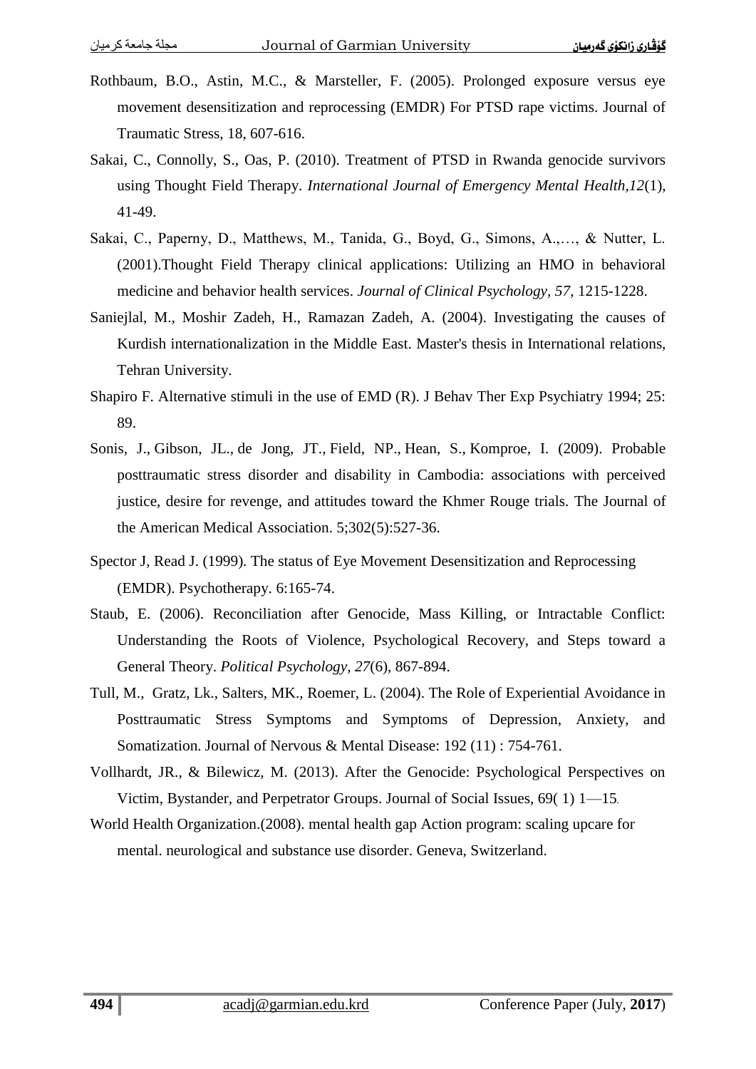Rothbaum, B.O., Astin, M.C., & Marsteller, F. (2005). Prolonged exposure versus eye movement desensitization and reprocessing (EMDR) For PTSD rape victims. Journal of Traumatic Stress, 18, 607-616.

Sakai, C., Connolly, S., Oas, P. (2010). Treatment of PTSD in Rwanda genocide survivors using Thought Field Therapy. *International Journal of Emergency Mental Health*,*12*(1), 41-49.

Sakai, C., Paperny, D., Matthews, M., Tanida, G., Boyd, G., Simons, A.,…, & Nutter, L. (2001).Thought Field Therapy clinical applications: Utilizing an HMO in behavioral medicine and behavior health services. *Journal of Clinical Psychology*, *57*, 1215-1228.

Saniejlal, M., Moshir Zadeh, H., Ramazan Zadeh, A. (2004). Investigating the causes of Kurdish internationalization in the Middle East. Master's thesis in International relations, Tehran University.

Shapiro F. Alternative stimuli in the use of EMD (R). J Behav Ther Exp Psychiatry 1994; 25: 89.

Sonis, J., Gibson, JL., de Jong, JT., Field, NP., Hean, S., Komproe, I. (2009). Probable posttraumatic stress disorder and disability in Cambodia: associations with perceived justice, desire for revenge, and attitudes toward the Khmer Rouge trials. The Journal of the American Medical Association. 5;302(5):527-36.

Spector J, Read J. (1999). The status of Eye Movement Desensitization and Reprocessing (EMDR). Psychotherapy. 6:165-74.

Staub, E. (2006). Reconciliation after Genocide, Mass Killing, or Intractable Conflict: Understanding the Roots of Violence, Psychological Recovery, and Steps toward a General Theory. *Political Psychology*, *27*(6), 867-894.

Tull, M., Gratz, Lk., Salters, MK., Roemer, L. (2004). The Role of Experiential Avoidance in Posttraumatic Stress Symptoms and Symptoms of Depression, Anxiety, and Somatization. Journal of Nervous & Mental Disease: 192 (11) : 754-761.

Vollhardt, JR., & Bilewicz, M. (2013). After the Genocide: Psychological Perspectives on Victim, Bystander, and Perpetrator Groups. Journal of Social Issues, 69( 1) 1—15.

World Health Organization.(2008). mental health gap Action program: scaling upcare for mental. neurological and substance use disorder. Geneva, Switzerland.